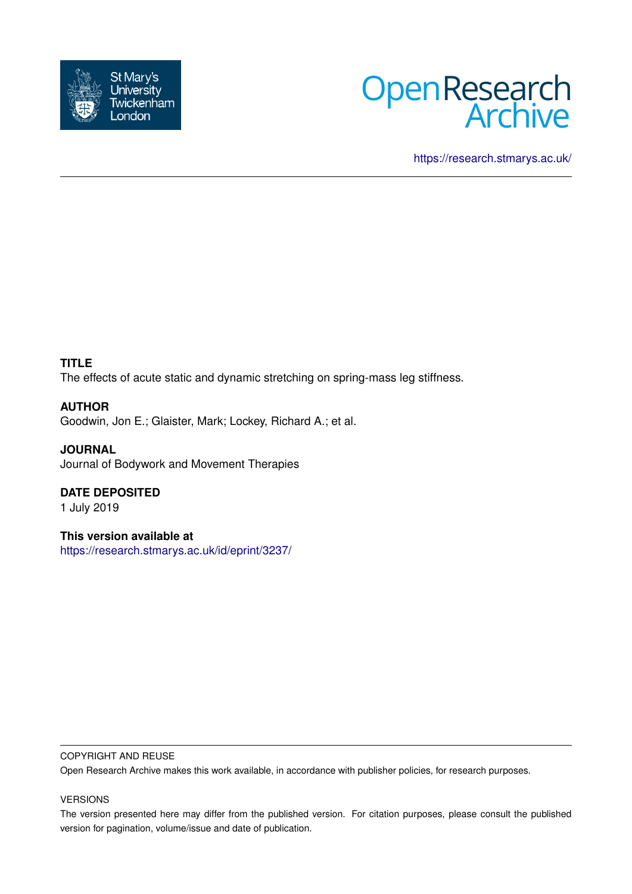https://research.stmarys.ac.uk/

**TITLE**

The effects of acute static and dynamic stretching on spring-mass leg stiffness.

**AUTHOR**

Goodwin, Jon E.; Glaister, Mark; Lockey, Richard A.; et al.

**JOURNAL**

Journal of Bodywork and Movement Therapies

**DATE DEPOSITED**

1 July 2019

**This version available at**

https://research.stmarys.ac.uk/id/eprint/3237/

COPYRIGHT AND REUSE

Open Research Archive makes this work available, in accordance with publisher policies, for research purposes.

VERSIONS

The version presented here may differ from the published version. For citation purposes, please consult the published version for pagination, volume/issue and date of publication.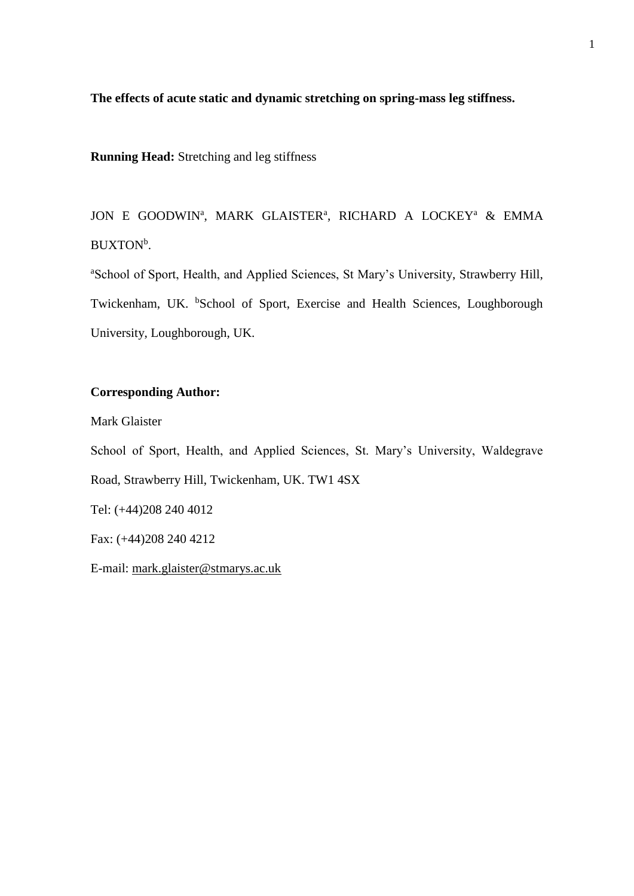**The effects of acute static and dynamic stretching on spring-mass leg stiffness.**

**Running Head:** Stretching and leg stiffness

JON E GOODWIN[a], MARK GLAISTER[a], RICHARD A LOCKEY[a] & EMMA BUXTON[b].

[a]School of Sport, Health, and Applied Sciences, St Mary's University, Strawberry Hill, Twickenham, UK. [b]School of Sport, Exercise and Health Sciences, Loughborough University, Loughborough, UK.

**Corresponding Author:**

Mark Glaister

School of Sport, Health, and Applied Sciences, St. Mary's University, Waldegrave Road, Strawberry Hill, Twickenham, UK. TW1 4SX

Tel: (+44)208 240 4012

Fax: (+44)208 240 4212

E-mail: mark.glaister@stmarys.ac.uk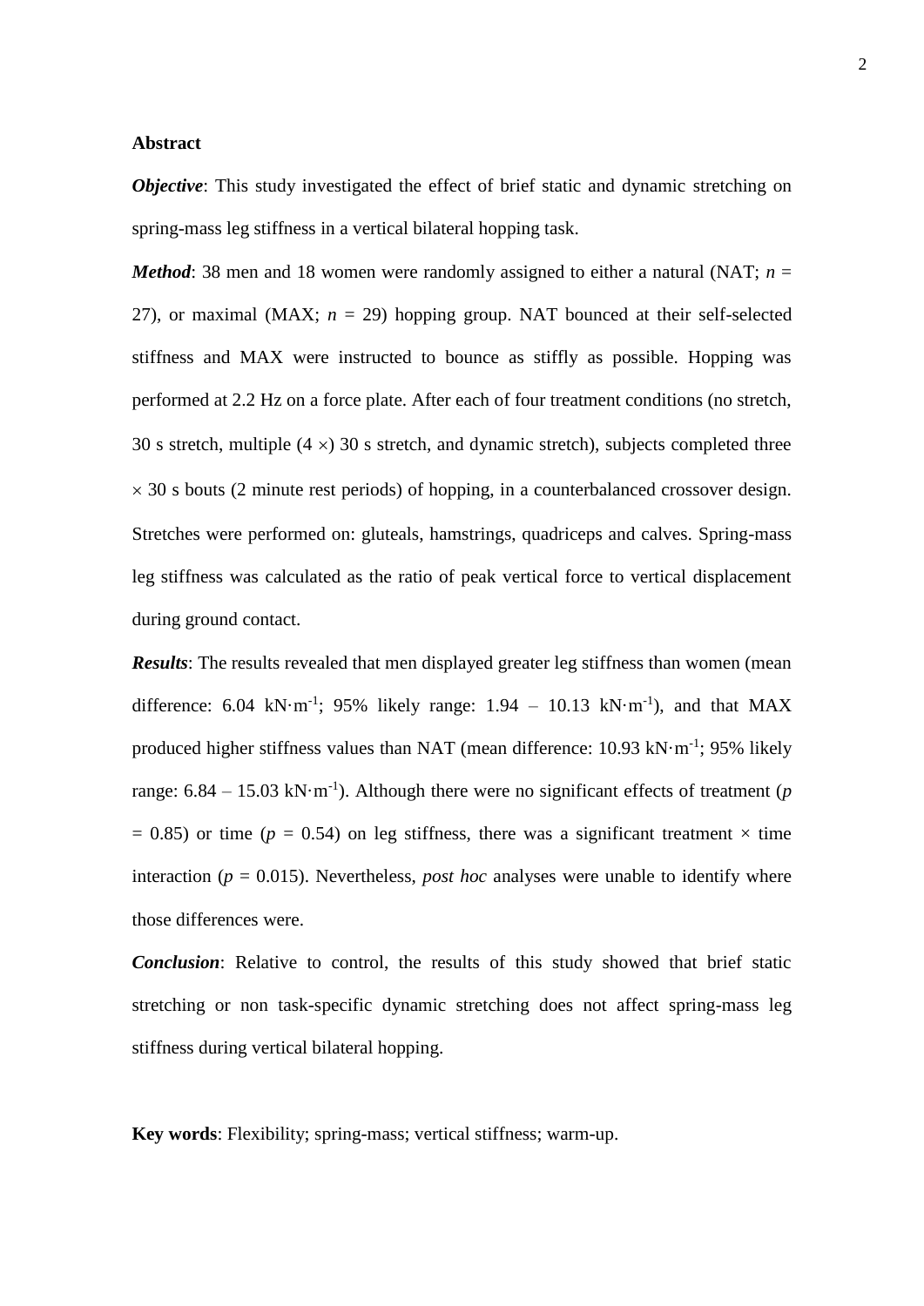## Abstract

***Objective***: This study investigated the effect of brief static and dynamic stretching on spring-mass leg stiffness in a vertical bilateral hopping task.

***Method***: 38 men and 18 women were randomly assigned to either a natural (NAT; $n$ = 27), or maximal (MAX; $n$ = 29) hopping group. NAT bounced at their self-selected stiffness and MAX were instructed to bounce as stiffly as possible. Hopping was performed at 2.2 Hz on a force plate. After each of four treatment conditions (no stretch, 30 s stretch, multiple (4 $\times$) 30 s stretch, and dynamic stretch), subjects completed three $\times$ 30 s bouts (2 minute rest periods) of hopping, in a counterbalanced crossover design. Stretches were performed on: gluteals, hamstrings, quadriceps and calves. Spring-mass leg stiffness was calculated as the ratio of peak vertical force to vertical displacement during ground contact.

***Results***: The results revealed that men displayed greater leg stiffness than women (mean difference: 6.04 $kN \cdot m^{-1}$; 95% likely range: 1.94 – 10.13 $kN \cdot m^{-1}$), and that MAX produced higher stiffness values than NAT (mean difference: 10.93 $kN \cdot m^{-1}$; 95% likely range: 6.84 – 15.03 $kN \cdot m^{-1}$). Although there were no significant effects of treatment ($p$ = 0.85) or time ($p$ = 0.54) on leg stiffness, there was a significant treatment $\times$ time interaction ($p$ = 0.015). Nevertheless, *post hoc* analyses were unable to identify where those differences were.

***Conclusion***: Relative to control, the results of this study showed that brief static stretching or non task-specific dynamic stretching does not affect spring-mass leg stiffness during vertical bilateral hopping.

**Key words**: Flexibility; spring-mass; vertical stiffness; warm-up.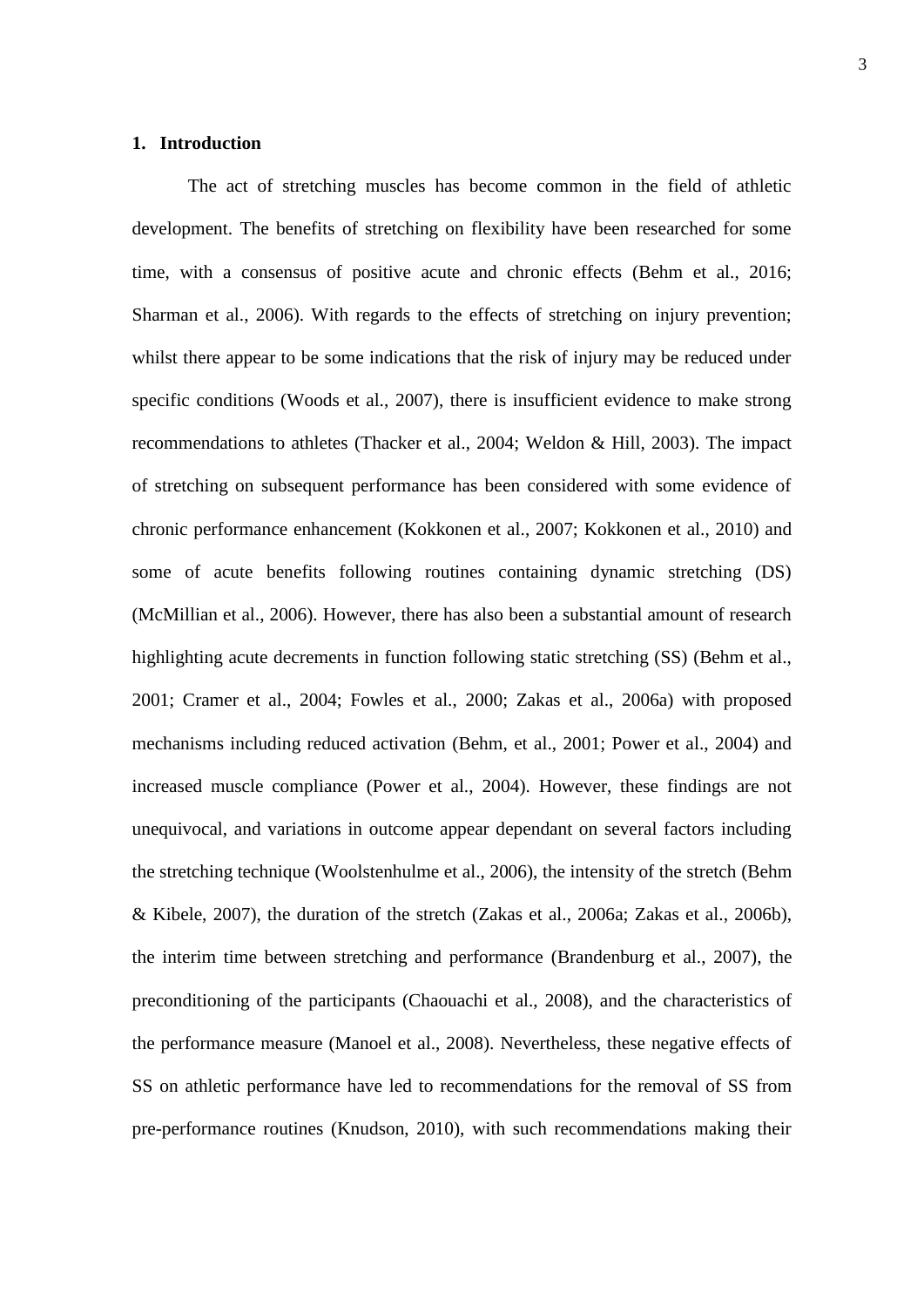## 1. Introduction

The act of stretching muscles has become common in the field of athletic development. The benefits of stretching on flexibility have been researched for some time, with a consensus of positive acute and chronic effects (Behm et al., 2016; Sharman et al., 2006). With regards to the effects of stretching on injury prevention; whilst there appear to be some indications that the risk of injury may be reduced under specific conditions (Woods et al., 2007), there is insufficient evidence to make strong recommendations to athletes (Thacker et al., 2004; Weldon & Hill, 2003). The impact of stretching on subsequent performance has been considered with some evidence of chronic performance enhancement (Kokkonen et al., 2007; Kokkonen et al., 2010) and some of acute benefits following routines containing dynamic stretching (DS) (McMillian et al., 2006). However, there has also been a substantial amount of research highlighting acute decrements in function following static stretching (SS) (Behm et al., 2001; Cramer et al., 2004; Fowles et al., 2000; Zakas et al., 2006a) with proposed mechanisms including reduced activation (Behm, et al., 2001; Power et al., 2004) and increased muscle compliance (Power et al., 2004). However, these findings are not unequivocal, and variations in outcome appear dependant on several factors including the stretching technique (Woolstenhulme et al., 2006), the intensity of the stretch (Behm & Kibele, 2007), the duration of the stretch (Zakas et al., 2006a; Zakas et al., 2006b), the interim time between stretching and performance (Brandenburg et al., 2007), the preconditioning of the participants (Chaouachi et al., 2008), and the characteristics of the performance measure (Manoel et al., 2008). Nevertheless, these negative effects of SS on athletic performance have led to recommendations for the removal of SS from pre-performance routines (Knudson, 2010), with such recommendations making their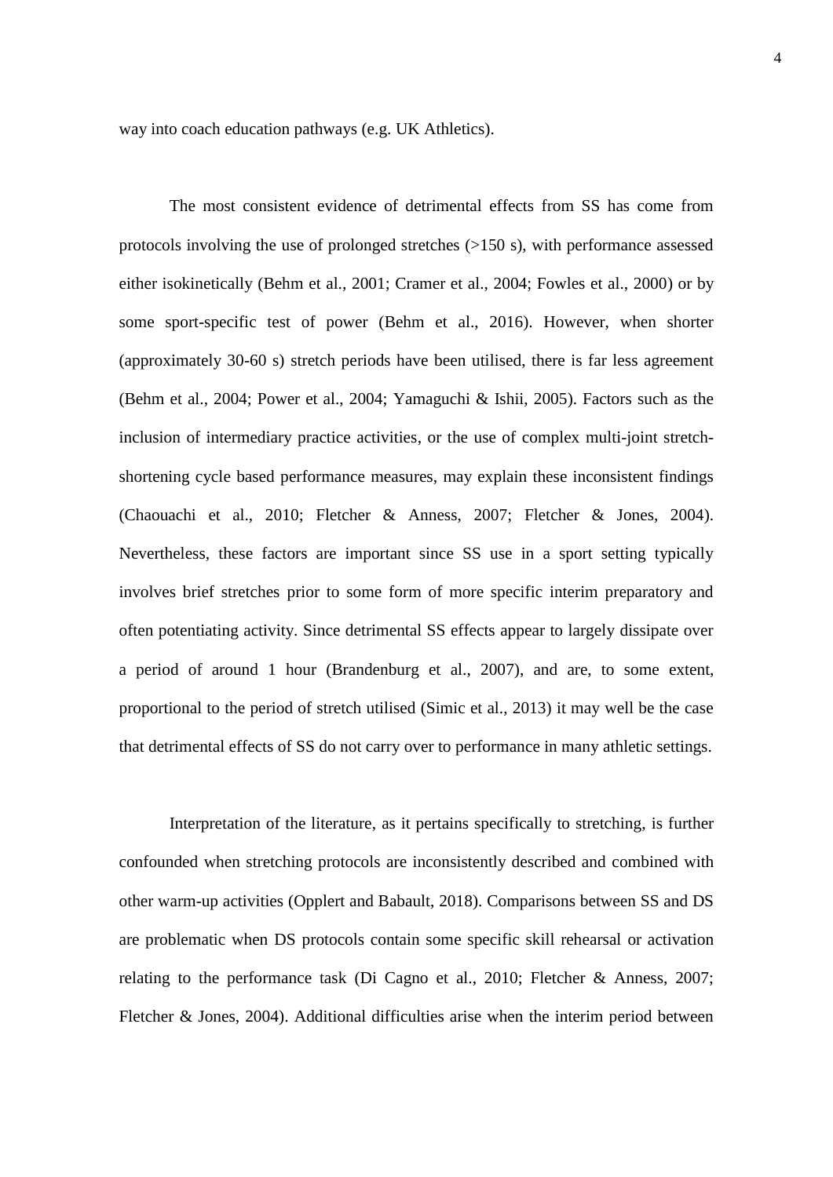way into coach education pathways (e.g. UK Athletics).

The most consistent evidence of detrimental effects from SS has come from protocols involving the use of prolonged stretches (>150 s), with performance assessed either isokinetically (Behm et al., 2001; Cramer et al., 2004; Fowles et al., 2000) or by some sport-specific test of power (Behm et al., 2016). However, when shorter (approximately 30-60 s) stretch periods have been utilised, there is far less agreement (Behm et al., 2004; Power et al., 2004; Yamaguchi & Ishii, 2005). Factors such as the inclusion of intermediary practice activities, or the use of complex multi-joint stretch-shortening cycle based performance measures, may explain these inconsistent findings (Chaouachi et al., 2010; Fletcher & Anness, 2007; Fletcher & Jones, 2004). Nevertheless, these factors are important since SS use in a sport setting typically involves brief stretches prior to some form of more specific interim preparatory and often potentiating activity. Since detrimental SS effects appear to largely dissipate over a period of around 1 hour (Brandenburg et al., 2007), and are, to some extent, proportional to the period of stretch utilised (Simic et al., 2013) it may well be the case that detrimental effects of SS do not carry over to performance in many athletic settings.

Interpretation of the literature, as it pertains specifically to stretching, is further confounded when stretching protocols are inconsistently described and combined with other warm-up activities (Opplert and Babault, 2018). Comparisons between SS and DS are problematic when DS protocols contain some specific skill rehearsal or activation relating to the performance task (Di Cagno et al., 2010; Fletcher & Anness, 2007; Fletcher & Jones, 2004). Additional difficulties arise when the interim period between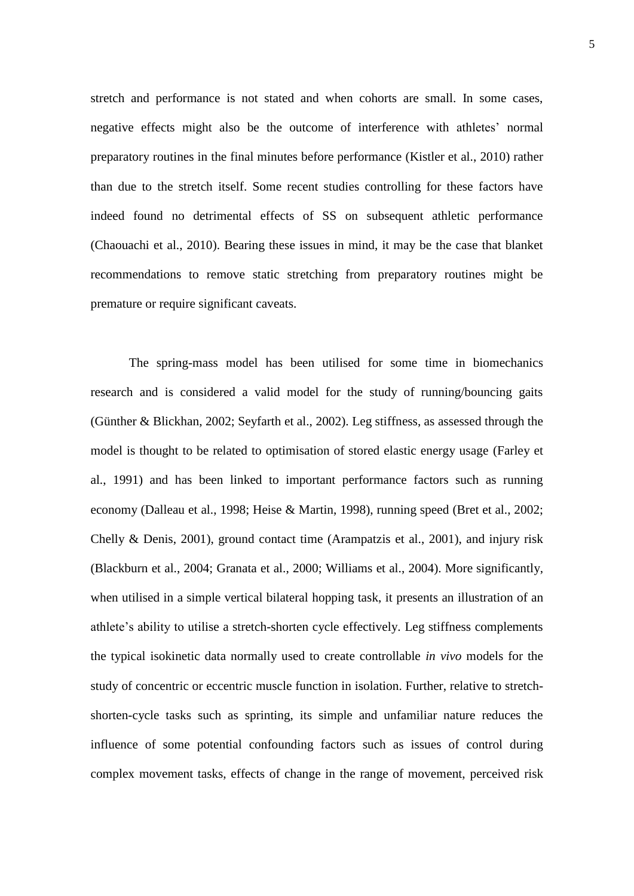stretch and performance is not stated and when cohorts are small. In some cases, negative effects might also be the outcome of interference with athletes' normal preparatory routines in the final minutes before performance (Kistler et al., 2010) rather than due to the stretch itself. Some recent studies controlling for these factors have indeed found no detrimental effects of SS on subsequent athletic performance (Chaouachi et al., 2010). Bearing these issues in mind, it may be the case that blanket recommendations to remove static stretching from preparatory routines might be premature or require significant caveats.

The spring-mass model has been utilised for some time in biomechanics research and is considered a valid model for the study of running/bouncing gaits (Günther & Blickhan, 2002; Seyfarth et al., 2002). Leg stiffness, as assessed through the model is thought to be related to optimisation of stored elastic energy usage (Farley et al., 1991) and has been linked to important performance factors such as running economy (Dalleau et al., 1998; Heise & Martin, 1998), running speed (Bret et al., 2002; Chelly & Denis, 2001), ground contact time (Arampatzis et al., 2001), and injury risk (Blackburn et al., 2004; Granata et al., 2000; Williams et al., 2004). More significantly, when utilised in a simple vertical bilateral hopping task, it presents an illustration of an athlete's ability to utilise a stretch-shorten cycle effectively. Leg stiffness complements the typical isokinetic data normally used to create controllable *in vivo* models for the study of concentric or eccentric muscle function in isolation. Further, relative to stretch-shorten-cycle tasks such as sprinting, its simple and unfamiliar nature reduces the influence of some potential confounding factors such as issues of control during complex movement tasks, effects of change in the range of movement, perceived risk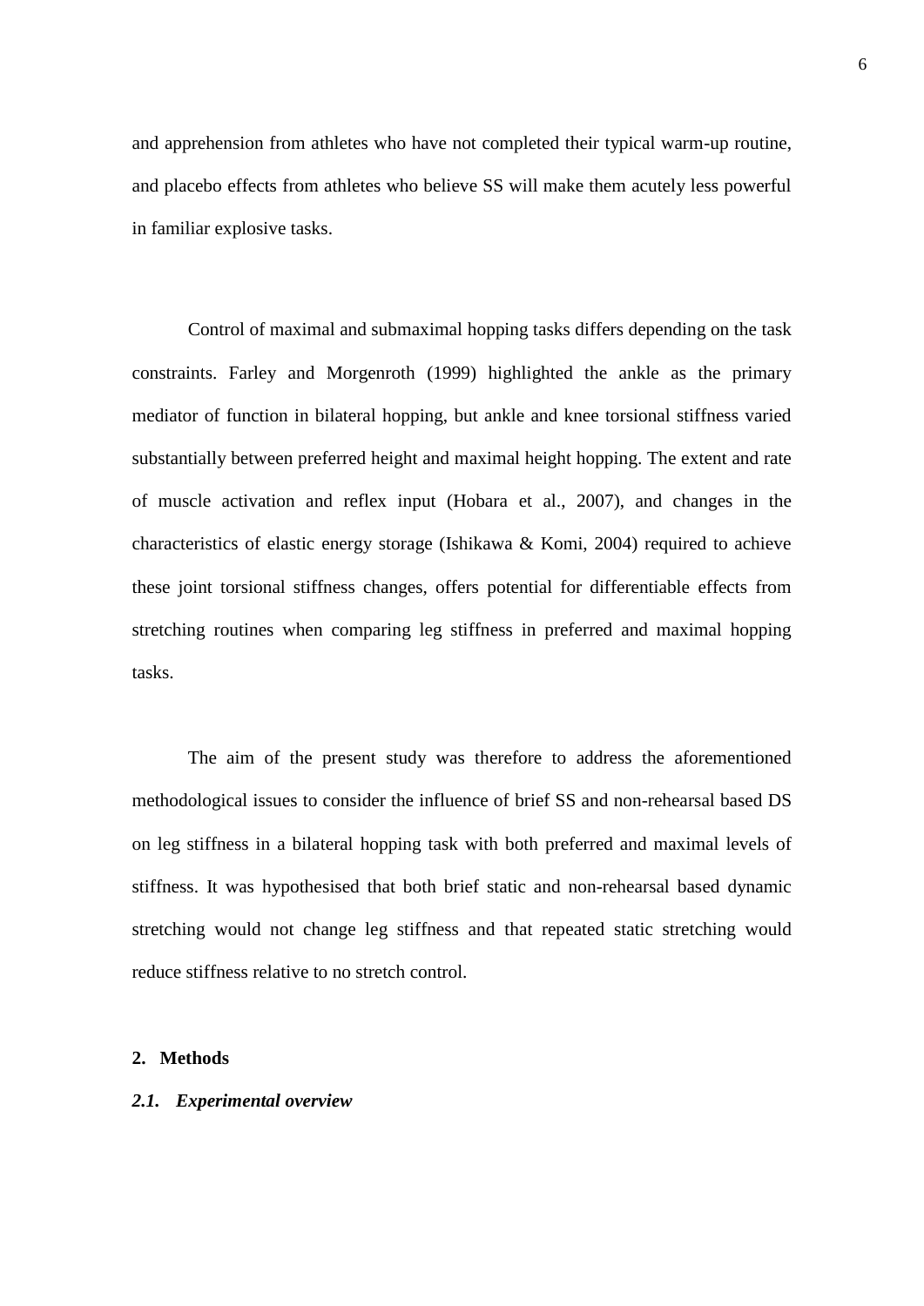and apprehension from athletes who have not completed their typical warm-up routine, and placebo effects from athletes who believe SS will make them acutely less powerful in familiar explosive tasks.

Control of maximal and submaximal hopping tasks differs depending on the task constraints. Farley and Morgenroth (1999) highlighted the ankle as the primary mediator of function in bilateral hopping, but ankle and knee torsional stiffness varied substantially between preferred height and maximal height hopping. The extent and rate of muscle activation and reflex input (Hobara et al., 2007), and changes in the characteristics of elastic energy storage (Ishikawa & Komi, 2004) required to achieve these joint torsional stiffness changes, offers potential for differentiable effects from stretching routines when comparing leg stiffness in preferred and maximal hopping tasks.

The aim of the present study was therefore to address the aforementioned methodological issues to consider the influence of brief SS and non-rehearsal based DS on leg stiffness in a bilateral hopping task with both preferred and maximal levels of stiffness. It was hypothesised that both brief static and non-rehearsal based dynamic stretching would not change leg stiffness and that repeated static stretching would reduce stiffness relative to no stretch control.

## 2. Methods

### *2.1. Experimental overview*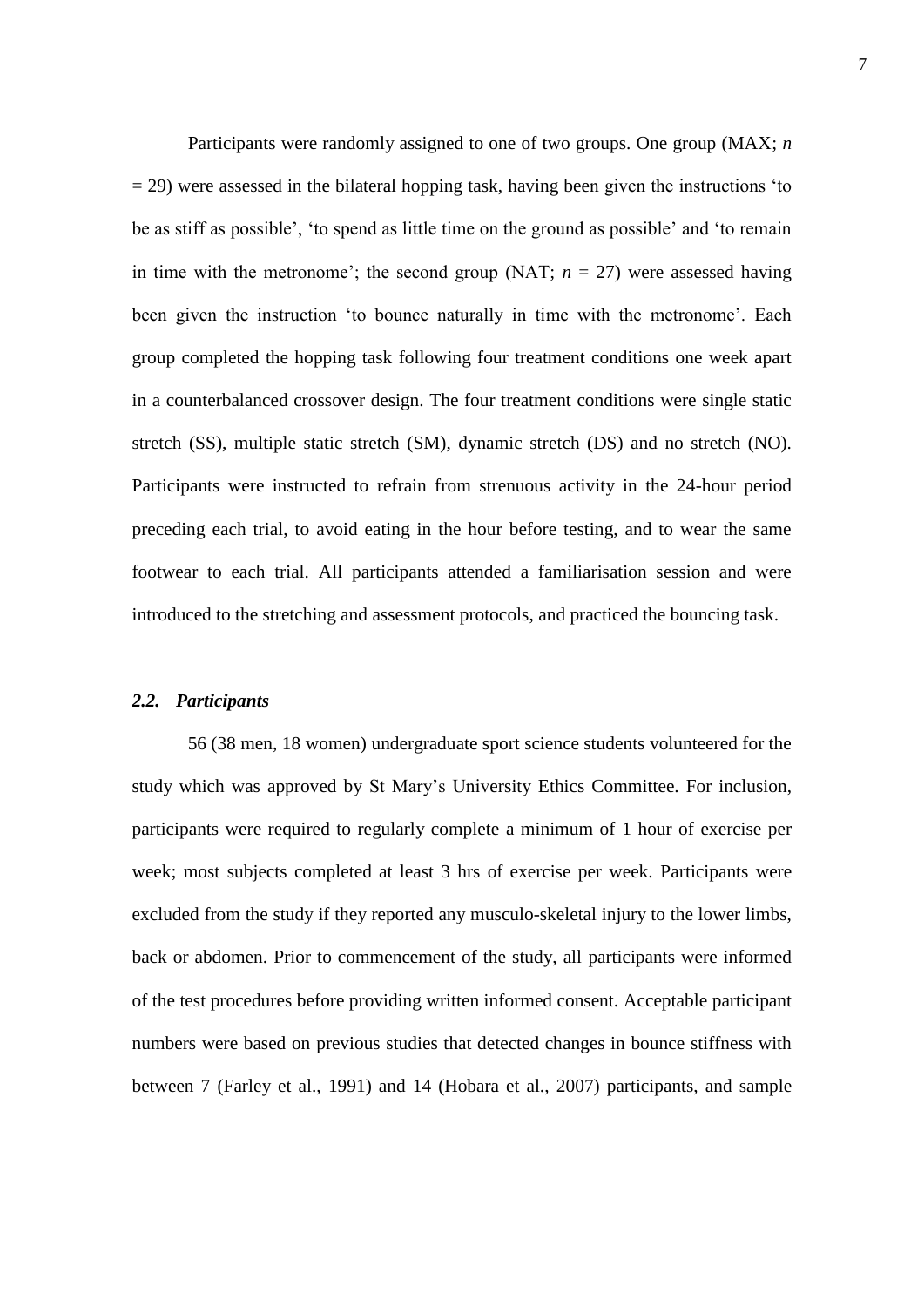Participants were randomly assigned to one of two groups. One group (MAX; *n* = 29) were assessed in the bilateral hopping task, having been given the instructions 'to be as stiff as possible', 'to spend as little time on the ground as possible' and 'to remain in time with the metronome'; the second group (NAT; *n* = 27) were assessed having been given the instruction 'to bounce naturally in time with the metronome'. Each group completed the hopping task following four treatment conditions one week apart in a counterbalanced crossover design. The four treatment conditions were single static stretch (SS), multiple static stretch (SM), dynamic stretch (DS) and no stretch (NO). Participants were instructed to refrain from strenuous activity in the 24-hour period preceding each trial, to avoid eating in the hour before testing, and to wear the same footwear to each trial. All participants attended a familiarisation session and were introduced to the stretching and assessment protocols, and practiced the bouncing task.

### *2.2. Participants*

56 (38 men, 18 women) undergraduate sport science students volunteered for the study which was approved by St Mary's University Ethics Committee. For inclusion, participants were required to regularly complete a minimum of 1 hour of exercise per week; most subjects completed at least 3 hrs of exercise per week. Participants were excluded from the study if they reported any musculo-skeletal injury to the lower limbs, back or abdomen. Prior to commencement of the study, all participants were informed of the test procedures before providing written informed consent. Acceptable participant numbers were based on previous studies that detected changes in bounce stiffness with between 7 (Farley et al., 1991) and 14 (Hobara et al., 2007) participants, and sample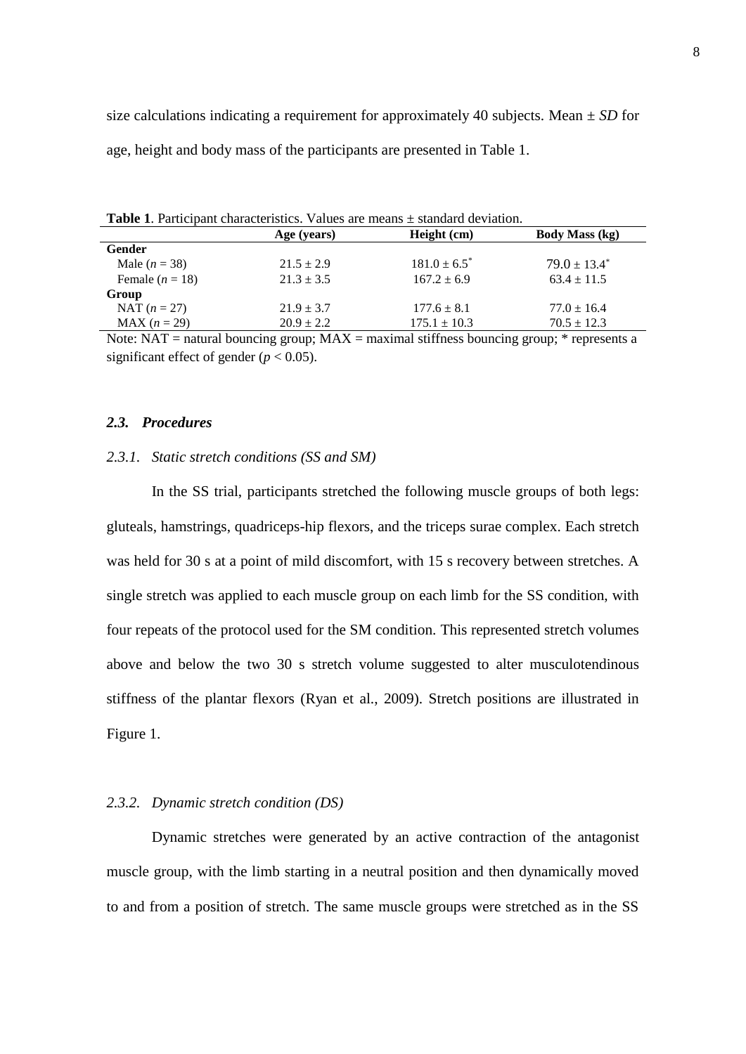size calculations indicating a requirement for approximately 40 subjects. Mean ± *SD* for age, height and body mass of the participants are presented in Table 1.

**Table 1**. Participant characteristics. Values are means ± standard deviation.

| | Age (years) | Height (cm) | Body Mass (kg) |
|---|---|---|---|
| **Gender** | | | |
| Male ($n$ = 38) | 21.5 ± 2.9 | 181.0 ± 6.5* | 79.0 ± 13.4* |
| Female ($n$ = 18) | 21.3 ± 3.5 | 167.2 ± 6.9 | 63.4 ± 11.5 |
| **Group** | | | |
| NAT ($n$ = 27) | 21.9 ± 3.7 | 177.6 ± 8.1 | 77.0 ± 16.4 |
| MAX ($n$ = 29) | 20.9 ± 2.2 | 175.1 ± 10.3 | 70.5 ± 12.3 |

Note: NAT = natural bouncing group; MAX = maximal stiffness bouncing group; * represents a significant effect of gender ($p < 0.05$).

### *2.3. Procedures*

#### *2.3.1. Static stretch conditions (SS and SM)*

In the SS trial, participants stretched the following muscle groups of both legs: gluteals, hamstrings, quadriceps-hip flexors, and the triceps surae complex. Each stretch was held for 30 s at a point of mild discomfort, with 15 s recovery between stretches. A single stretch was applied to each muscle group on each limb for the SS condition, with four repeats of the protocol used for the SM condition. This represented stretch volumes above and below the two 30 s stretch volume suggested to alter musculotendinous stiffness of the plantar flexors (Ryan et al., 2009). Stretch positions are illustrated in Figure 1.

#### *2.3.2. Dynamic stretch condition (DS)*

Dynamic stretches were generated by an active contraction of the antagonist muscle group, with the limb starting in a neutral position and then dynamically moved to and from a position of stretch. The same muscle groups were stretched as in the SS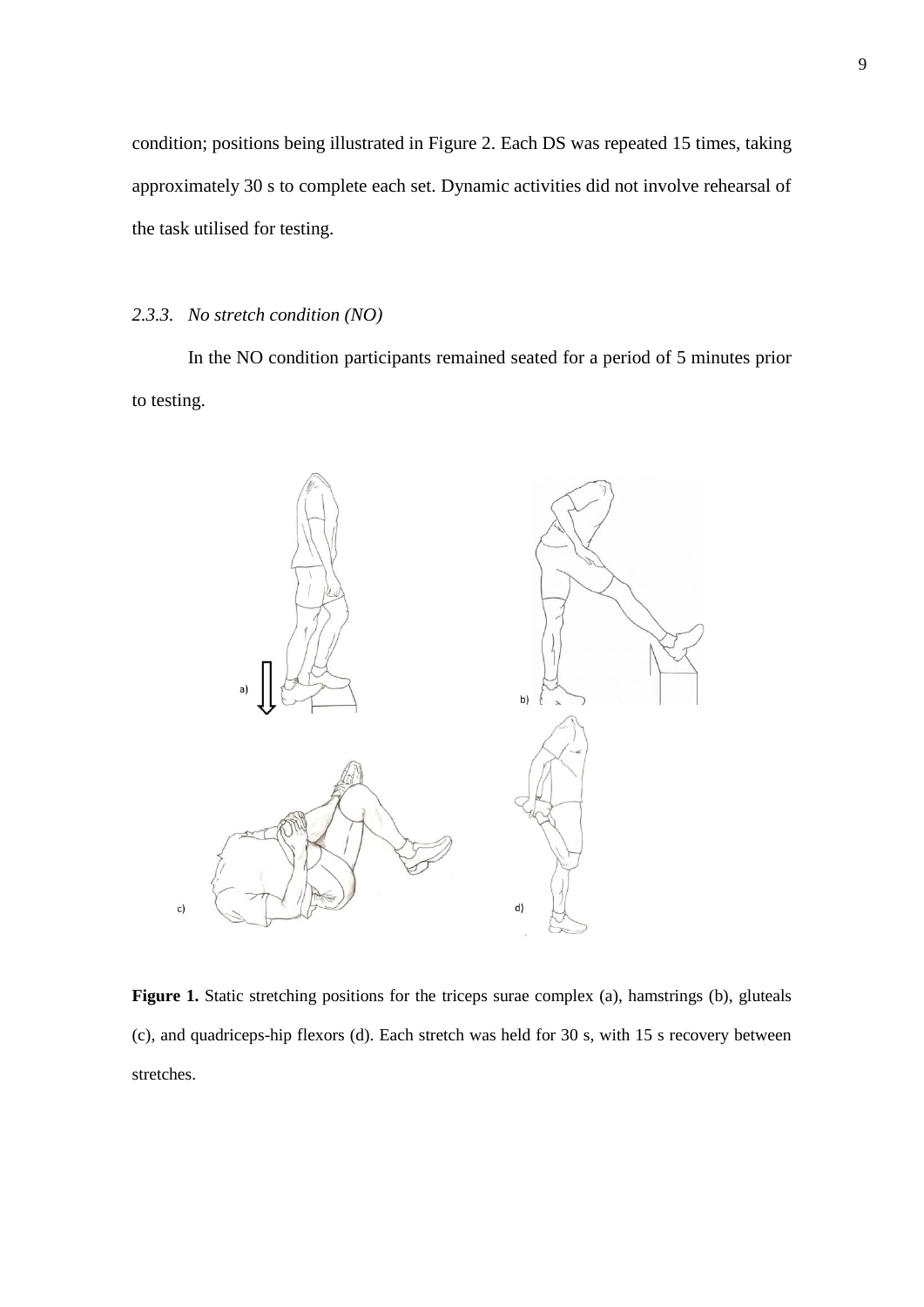condition; positions being illustrated in Figure 2. Each DS was repeated 15 times, taking approximately 30 s to complete each set. Dynamic activities did not involve rehearsal of the task utilised for testing.

### *2.3.3. No stretch condition (NO)*

In the NO condition participants remained seated for a period of 5 minutes prior to testing.

**Figure 1.** Static stretching positions for the triceps surae complex (a), hamstrings (b), gluteals (c), and quadriceps-hip flexors (d). Each stretch was held for 30 s, with 15 s recovery between stretches.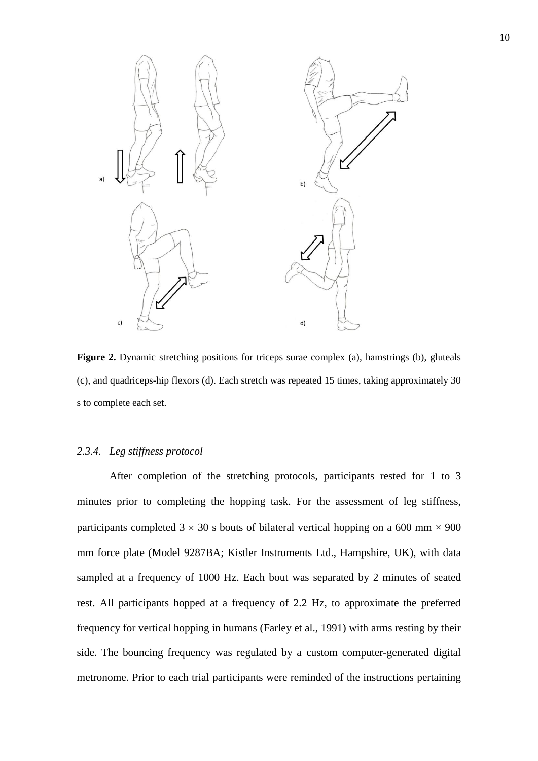**Figure 2.** Dynamic stretching positions for triceps surae complex (a), hamstrings (b), gluteals (c), and quadriceps-hip flexors (d). Each stretch was repeated 15 times, taking approximately 30 s to complete each set.

### *2.3.4. Leg stiffness protocol*

After completion of the stretching protocols, participants rested for 1 to 3 minutes prior to completing the hopping task. For the assessment of leg stiffness, participants completed $3 \times 30$ s bouts of bilateral vertical hopping on a 600 mm $\times$ 900 mm force plate (Model 9287BA; Kistler Instruments Ltd., Hampshire, UK), with data sampled at a frequency of 1000 Hz. Each bout was separated by 2 minutes of seated rest. All participants hopped at a frequency of 2.2 Hz, to approximate the preferred frequency for vertical hopping in humans (Farley et al., 1991) with arms resting by their side. The bouncing frequency was regulated by a custom computer-generated digital metronome. Prior to each trial participants were reminded of the instructions pertaining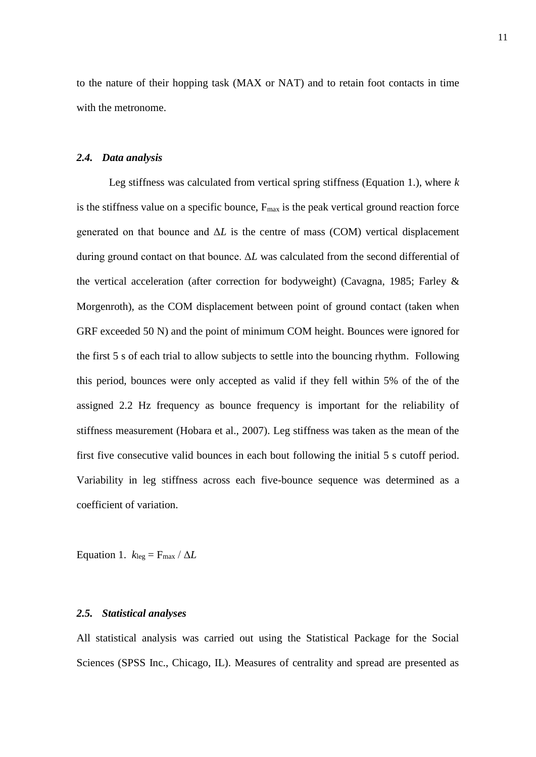to the nature of their hopping task (MAX or NAT) and to retain foot contacts in time with the metronome.

### *2.4. Data analysis*

Leg stiffness was calculated from vertical spring stiffness (Equation 1.), where $k$ is the stiffness value on a specific bounce, $F_{max}$ is the peak vertical ground reaction force generated on that bounce and $\Delta L$ is the centre of mass (COM) vertical displacement during ground contact on that bounce. $\Delta L$ was calculated from the second differential of the vertical acceleration (after correction for bodyweight) (Cavagna, 1985; Farley & Morgenroth), as the COM displacement between point of ground contact (taken when GRF exceeded 50 N) and the point of minimum COM height. Bounces were ignored for the first 5 s of each trial to allow subjects to settle into the bouncing rhythm. Following this period, bounces were only accepted as valid if they fell within 5% of the of the assigned 2.2 Hz frequency as bounce frequency is important for the reliability of stiffness measurement (Hobara et al., 2007). Leg stiffness was taken as the mean of the first five consecutive valid bounces in each bout following the initial 5 s cutoff period. Variability in leg stiffness across each five-bounce sequence was determined as a coefficient of variation.

Equation 1. $k_{leg} = F_{max} / \Delta L$

### *2.5. Statistical analyses*

All statistical analysis was carried out using the Statistical Package for the Social Sciences (SPSS Inc., Chicago, IL). Measures of centrality and spread are presented as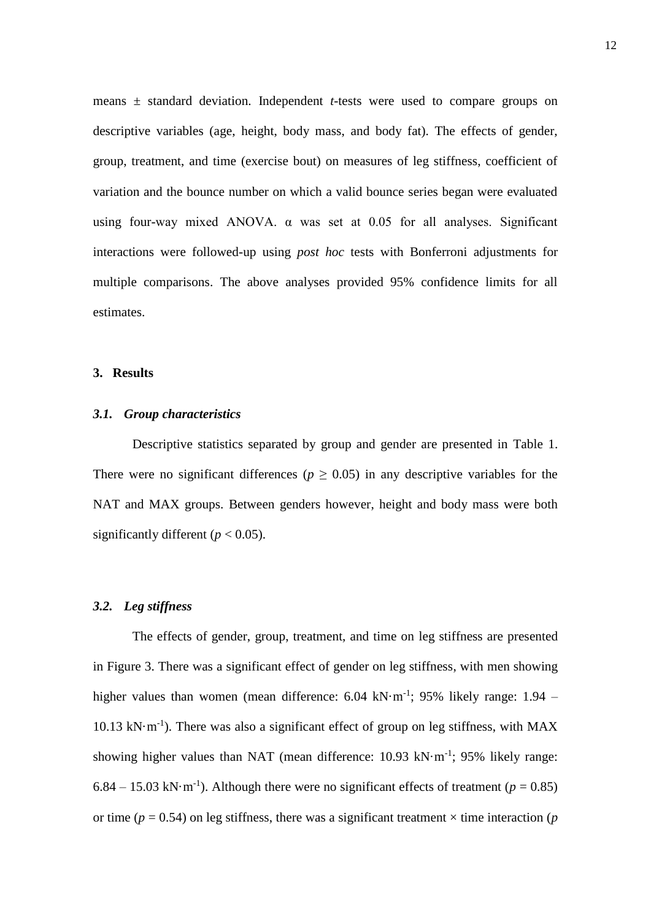means ± standard deviation. Independent *t*-tests were used to compare groups on descriptive variables (age, height, body mass, and body fat). The effects of gender, group, treatment, and time (exercise bout) on measures of leg stiffness, coefficient of variation and the bounce number on which a valid bounce series began were evaluated using four-way mixed ANOVA. α was set at 0.05 for all analyses. Significant interactions were followed-up using *post hoc* tests with Bonferroni adjustments for multiple comparisons. The above analyses provided 95% confidence limits for all estimates.

## 3. Results

### *3.1. Group characteristics*

Descriptive statistics separated by group and gender are presented in Table 1. There were no significant differences ($p \geq 0.05$) in any descriptive variables for the NAT and MAX groups. Between genders however, height and body mass were both significantly different ($p < 0.05$).

### *3.2. Leg stiffness*

The effects of gender, group, treatment, and time on leg stiffness are presented in Figure 3. There was a significant effect of gender on leg stiffness, with men showing higher values than women (mean difference: 6.04 $kN \cdot m^{-1}$; 95% likely range: 1.94 – 10.13 $kN \cdot m^{-1}$). There was also a significant effect of group on leg stiffness, with MAX showing higher values than NAT (mean difference: 10.93 $kN \cdot m^{-1}$; 95% likely range: 6.84 – 15.03 $kN \cdot m^{-1}$). Although there were no significant effects of treatment ($p = 0.85$) or time ($p = 0.54$) on leg stiffness, there was a significant treatment × time interaction ($p$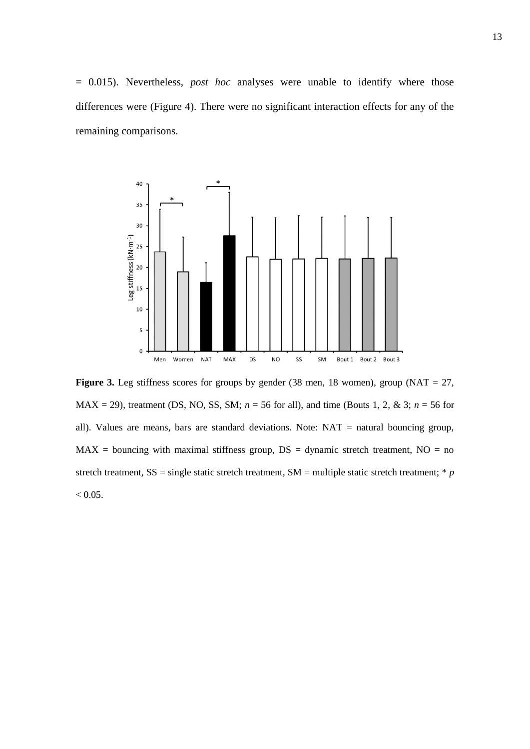= 0.015). Nevertheless, *post hoc* analyses were unable to identify where those differences were (Figure 4). There were no significant interaction effects for any of the remaining comparisons.

**Figure 3.** Leg stiffness scores for groups by gender (38 men, 18 women), group (NAT = 27, MAX = 29), treatment (DS, NO, SS, SM; *n* = 56 for all), and time (Bouts 1, 2, & 3; *n* = 56 for all). Values are means, bars are standard deviations. Note: NAT = natural bouncing group, MAX = bouncing with maximal stiffness group, DS = dynamic stretch treatment, NO = no stretch treatment, SS = single static stretch treatment, SM = multiple static stretch treatment; * $p < 0.05$.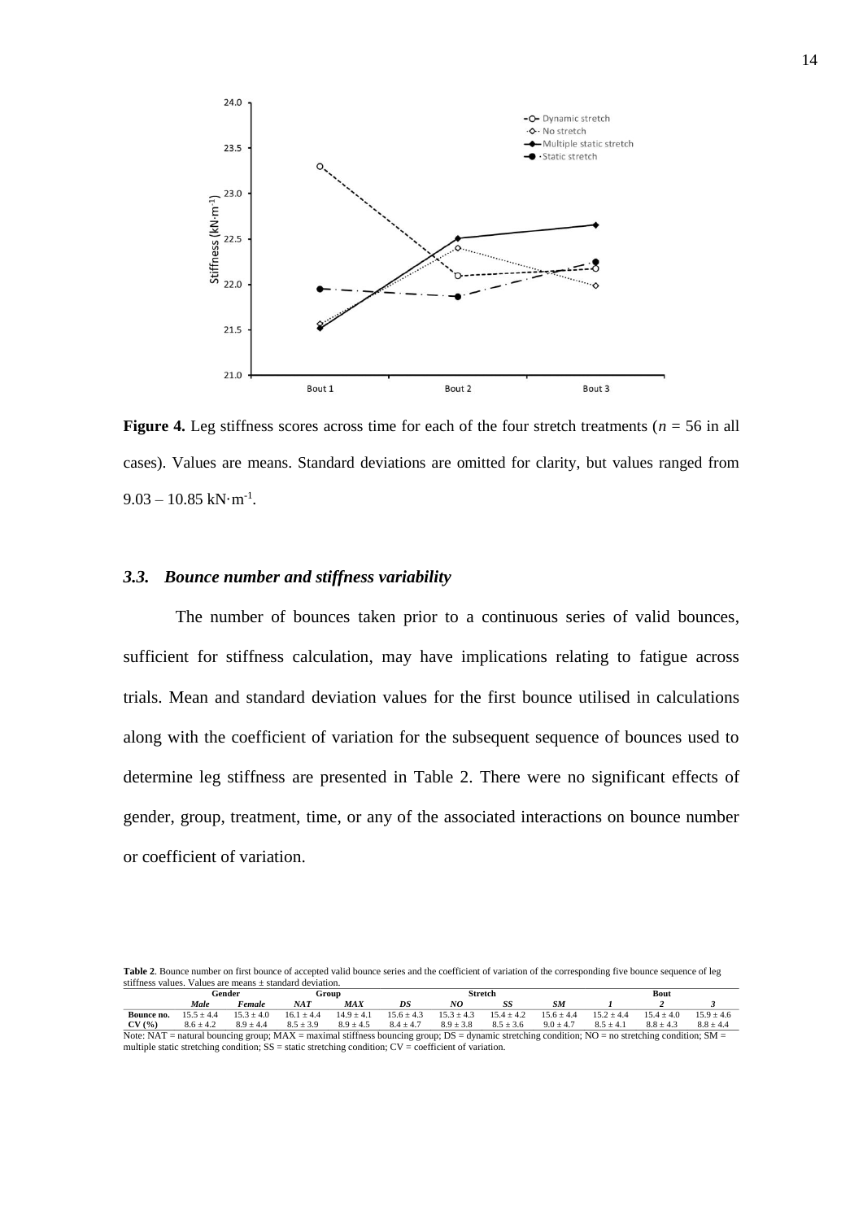**Figure 4.** Leg stiffness scores across time for each of the four stretch treatments ($n$ = 56 in all cases). Values are means. Standard deviations are omitted for clarity, but values ranged from 9.03 – 10.85 kN·m$^{-1}$.

### *3.3. Bounce number and stiffness variability*

The number of bounces taken prior to a continuous series of valid bounces, sufficient for stiffness calculation, may have implications relating to fatigue across trials. Mean and standard deviation values for the first bounce utilised in calculations along with the coefficient of variation for the subsequent sequence of bounces used to determine leg stiffness are presented in Table 2. There were no significant effects of gender, group, treatment, time, or any of the associated interactions on bounce number or coefficient of variation.

**Table 2**. Bounce number on first bounce of accepted valid bounce series and the coefficient of variation of the corresponding five bounce sequence of leg stiffness values. Values are means ± standard deviation.

| | Gender | | Group | | Stretch | | | | Bout | | |
|---|---|---|---|---|---|---|---|---|---|---|---|
| | *Male* | *Female* | *NAT* | *MAX* | *DS* | *NO* | *SS* | *SM* | *1* | *2* | *3* |
| **Bounce no.** | 15.5 ± 4.4 | 15.3 ± 4.0 | 16.1 ± 4.4 | 14.9 ± 4.1 | 15.6 ± 4.3 | 15.3 ± 4.3 | 15.4 ± 4.2 | 15.6 ± 4.4 | 15.2 ± 4.4 | 15.4 ± 4.0 | 15.9 ± 4.6 |
| **CV (%)** | 8.6 ± 4.2 | 8.9 ± 4.4 | 8.5 ± 3.9 | 8.9 ± 4.5 | 8.4 ± 4.7 | 8.9 ± 3.8 | 8.5 ± 3.6 | 9.0 ± 4.7 | 8.5 ± 4.1 | 8.8 ± 4.3 | 8.8 ± 4.4 |

Note: NAT = natural bouncing group; MAX = maximal stiffness bouncing group; DS = dynamic stretching condition; NO = no stretching condition; SM = multiple static stretching condition; SS = static stretching condition; CV = coefficient of variation.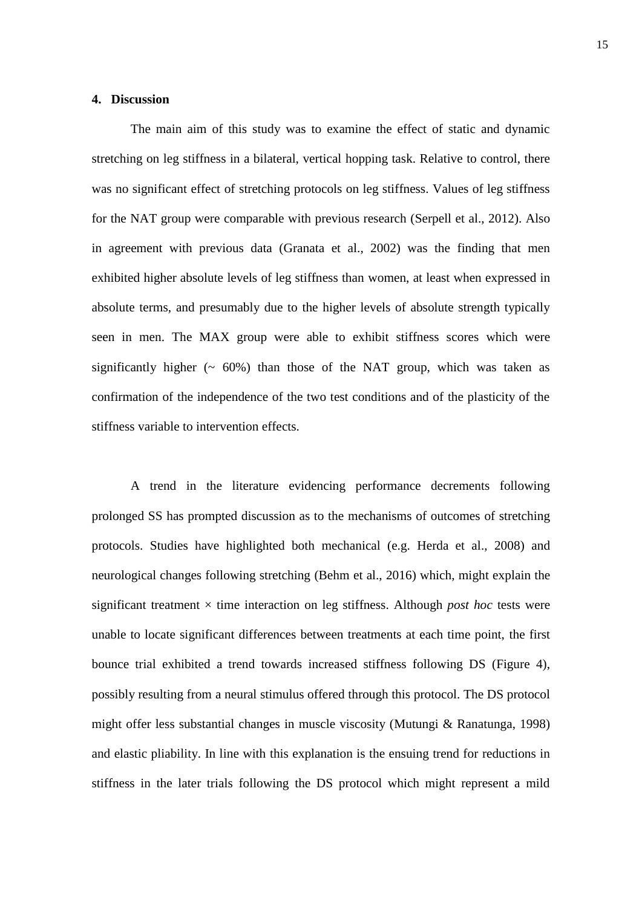## 4. Discussion

The main aim of this study was to examine the effect of static and dynamic stretching on leg stiffness in a bilateral, vertical hopping task. Relative to control, there was no significant effect of stretching protocols on leg stiffness. Values of leg stiffness for the NAT group were comparable with previous research (Serpell et al., 2012). Also in agreement with previous data (Granata et al., 2002) was the finding that men exhibited higher absolute levels of leg stiffness than women, at least when expressed in absolute terms, and presumably due to the higher levels of absolute strength typically seen in men. The MAX group were able to exhibit stiffness scores which were significantly higher (~ 60%) than those of the NAT group, which was taken as confirmation of the independence of the two test conditions and of the plasticity of the stiffness variable to intervention effects.

A trend in the literature evidencing performance decrements following prolonged SS has prompted discussion as to the mechanisms of outcomes of stretching protocols. Studies have highlighted both mechanical (e.g. Herda et al., 2008) and neurological changes following stretching (Behm et al., 2016) which, might explain the significant treatment × time interaction on leg stiffness. Although *post hoc* tests were unable to locate significant differences between treatments at each time point, the first bounce trial exhibited a trend towards increased stiffness following DS (Figure 4), possibly resulting from a neural stimulus offered through this protocol. The DS protocol might offer less substantial changes in muscle viscosity (Mutungi & Ranatunga, 1998) and elastic pliability. In line with this explanation is the ensuing trend for reductions in stiffness in the later trials following the DS protocol which might represent a mild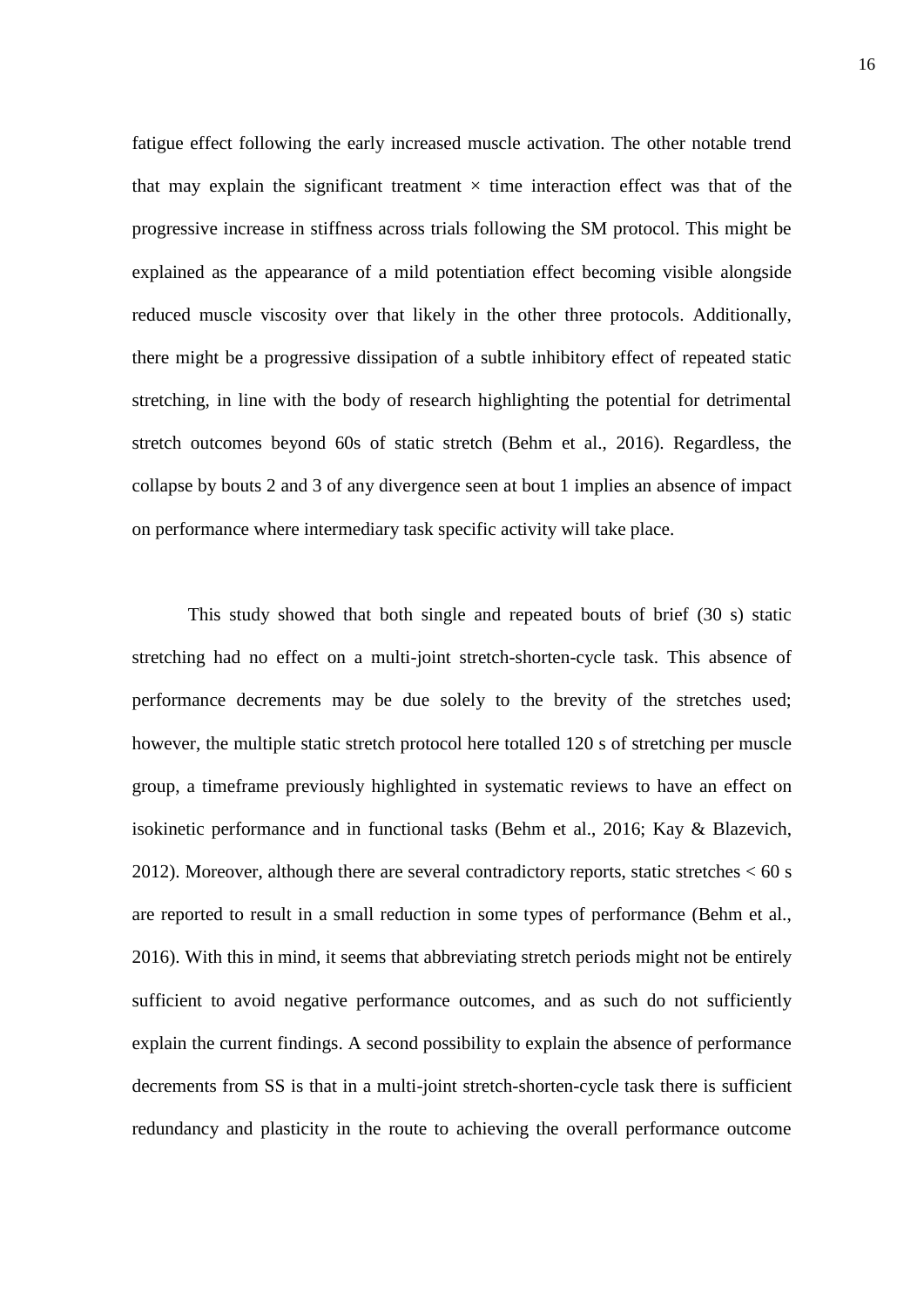fatigue effect following the early increased muscle activation. The other notable trend that may explain the significant treatment × time interaction effect was that of the progressive increase in stiffness across trials following the SM protocol. This might be explained as the appearance of a mild potentiation effect becoming visible alongside reduced muscle viscosity over that likely in the other three protocols. Additionally, there might be a progressive dissipation of a subtle inhibitory effect of repeated static stretching, in line with the body of research highlighting the potential for detrimental stretch outcomes beyond 60s of static stretch (Behm et al., 2016). Regardless, the collapse by bouts 2 and 3 of any divergence seen at bout 1 implies an absence of impact on performance where intermediary task specific activity will take place.

This study showed that both single and repeated bouts of brief (30 s) static stretching had no effect on a multi-joint stretch-shorten-cycle task. This absence of performance decrements may be due solely to the brevity of the stretches used; however, the multiple static stretch protocol here totalled 120 s of stretching per muscle group, a timeframe previously highlighted in systematic reviews to have an effect on isokinetic performance and in functional tasks (Behm et al., 2016; Kay & Blazevich, 2012). Moreover, although there are several contradictory reports, static stretches < 60 s are reported to result in a small reduction in some types of performance (Behm et al., 2016). With this in mind, it seems that abbreviating stretch periods might not be entirely sufficient to avoid negative performance outcomes, and as such do not sufficiently explain the current findings. A second possibility to explain the absence of performance decrements from SS is that in a multi-joint stretch-shorten-cycle task there is sufficient redundancy and plasticity in the route to achieving the overall performance outcome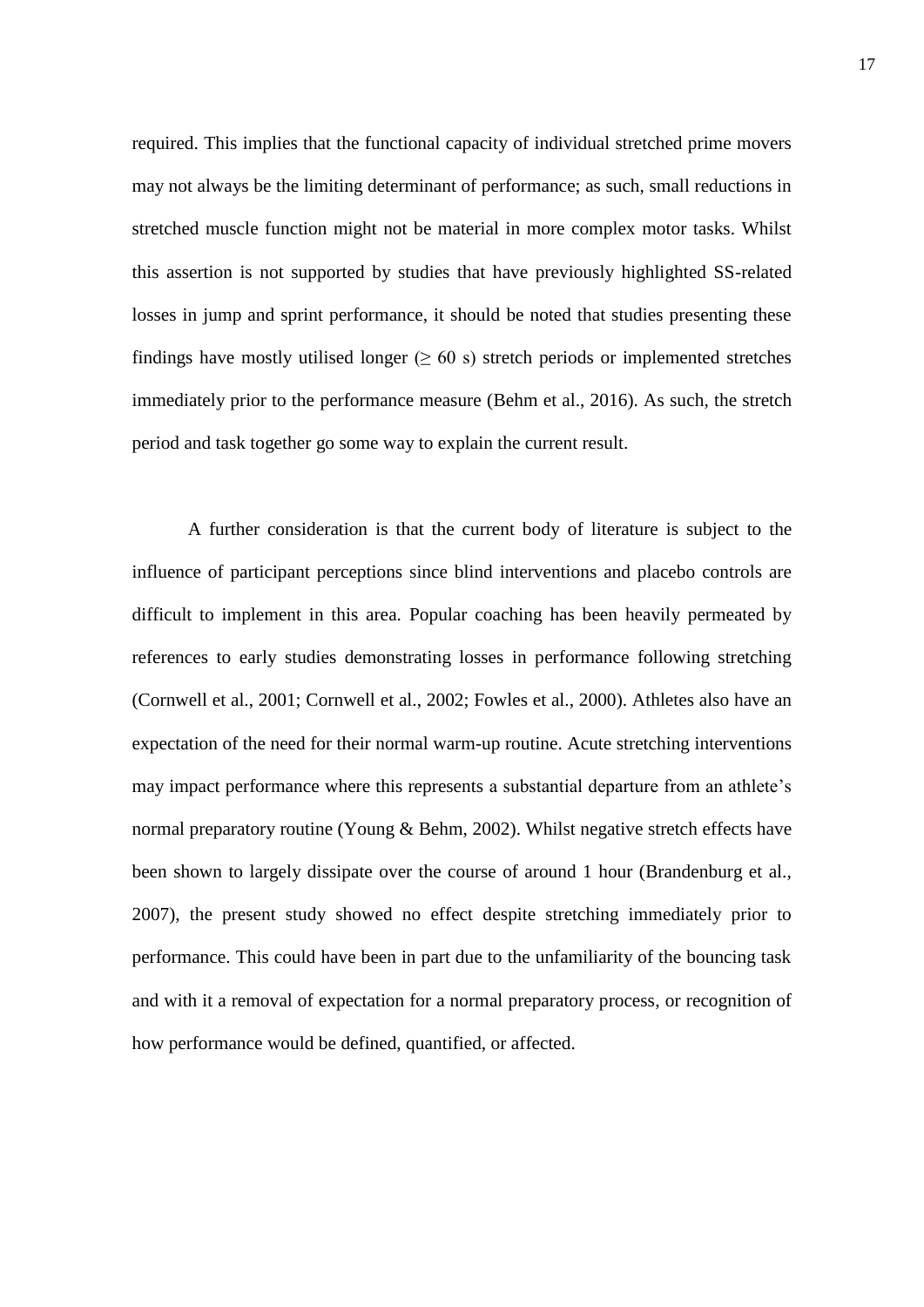required. This implies that the functional capacity of individual stretched prime movers may not always be the limiting determinant of performance; as such, small reductions in stretched muscle function might not be material in more complex motor tasks. Whilst this assertion is not supported by studies that have previously highlighted SS-related losses in jump and sprint performance, it should be noted that studies presenting these findings have mostly utilised longer ($\geq$ 60 s) stretch periods or implemented stretches immediately prior to the performance measure (Behm et al., 2016). As such, the stretch period and task together go some way to explain the current result.

A further consideration is that the current body of literature is subject to the influence of participant perceptions since blind interventions and placebo controls are difficult to implement in this area. Popular coaching has been heavily permeated by references to early studies demonstrating losses in performance following stretching (Cornwell et al., 2001; Cornwell et al., 2002; Fowles et al., 2000). Athletes also have an expectation of the need for their normal warm-up routine. Acute stretching interventions may impact performance where this represents a substantial departure from an athlete's normal preparatory routine (Young & Behm, 2002). Whilst negative stretch effects have been shown to largely dissipate over the course of around 1 hour (Brandenburg et al., 2007), the present study showed no effect despite stretching immediately prior to performance. This could have been in part due to the unfamiliarity of the bouncing task and with it a removal of expectation for a normal preparatory process, or recognition of how performance would be defined, quantified, or affected.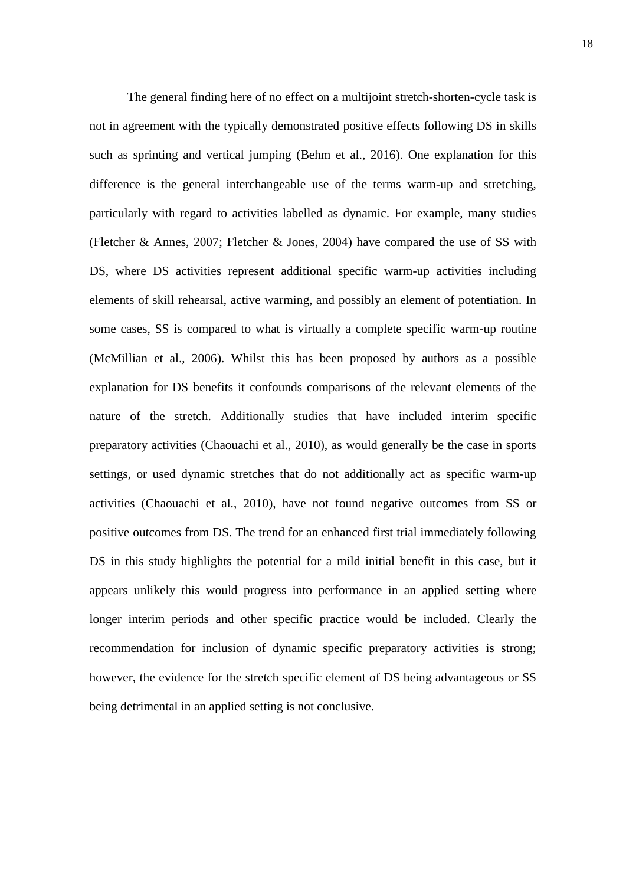The general finding here of no effect on a multijoint stretch-shorten-cycle task is not in agreement with the typically demonstrated positive effects following DS in skills such as sprinting and vertical jumping (Behm et al., 2016). One explanation for this difference is the general interchangeable use of the terms warm-up and stretching, particularly with regard to activities labelled as dynamic. For example, many studies (Fletcher & Annes, 2007; Fletcher & Jones, 2004) have compared the use of SS with DS, where DS activities represent additional specific warm-up activities including elements of skill rehearsal, active warming, and possibly an element of potentiation. In some cases, SS is compared to what is virtually a complete specific warm-up routine (McMillian et al., 2006). Whilst this has been proposed by authors as a possible explanation for DS benefits it confounds comparisons of the relevant elements of the nature of the stretch. Additionally studies that have included interim specific preparatory activities (Chaouachi et al., 2010), as would generally be the case in sports settings, or used dynamic stretches that do not additionally act as specific warm-up activities (Chaouachi et al., 2010), have not found negative outcomes from SS or positive outcomes from DS. The trend for an enhanced first trial immediately following DS in this study highlights the potential for a mild initial benefit in this case, but it appears unlikely this would progress into performance in an applied setting where longer interim periods and other specific practice would be included. Clearly the recommendation for inclusion of dynamic specific preparatory activities is strong; however, the evidence for the stretch specific element of DS being advantageous or SS being detrimental in an applied setting is not conclusive.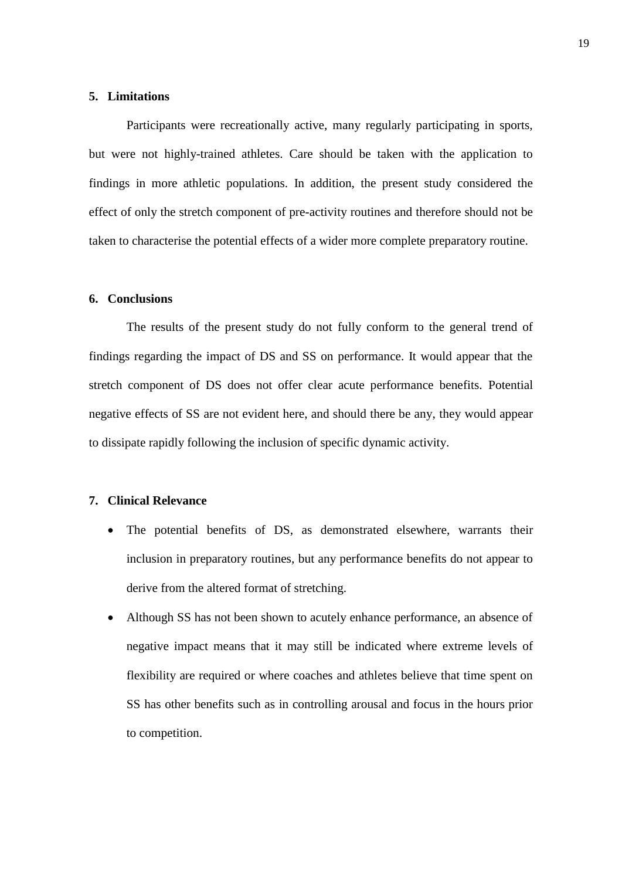## 5. Limitations

Participants were recreationally active, many regularly participating in sports, but were not highly-trained athletes. Care should be taken with the application to findings in more athletic populations. In addition, the present study considered the effect of only the stretch component of pre-activity routines and therefore should not be taken to characterise the potential effects of a wider more complete preparatory routine.

## 6. Conclusions

The results of the present study do not fully conform to the general trend of findings regarding the impact of DS and SS on performance. It would appear that the stretch component of DS does not offer clear acute performance benefits. Potential negative effects of SS are not evident here, and should there be any, they would appear to dissipate rapidly following the inclusion of specific dynamic activity.

## 7. Clinical Relevance

- The potential benefits of DS, as demonstrated elsewhere, warrants their inclusion in preparatory routines, but any performance benefits do not appear to derive from the altered format of stretching.
- Although SS has not been shown to acutely enhance performance, an absence of negative impact means that it may still be indicated where extreme levels of flexibility are required or where coaches and athletes believe that time spent on SS has other benefits such as in controlling arousal and focus in the hours prior to competition.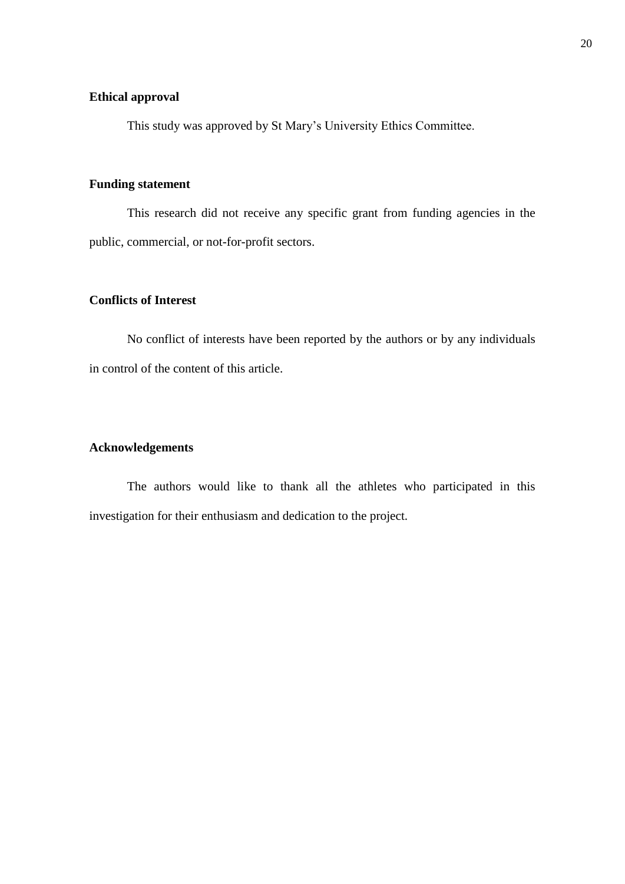## Ethical approval

This study was approved by St Mary's University Ethics Committee.

## Funding statement

This research did not receive any specific grant from funding agencies in the public, commercial, or not-for-profit sectors.

## Conflicts of Interest

No conflict of interests have been reported by the authors or by any individuals in control of the content of this article.

## Acknowledgements

The authors would like to thank all the athletes who participated in this investigation for their enthusiasm and dedication to the project.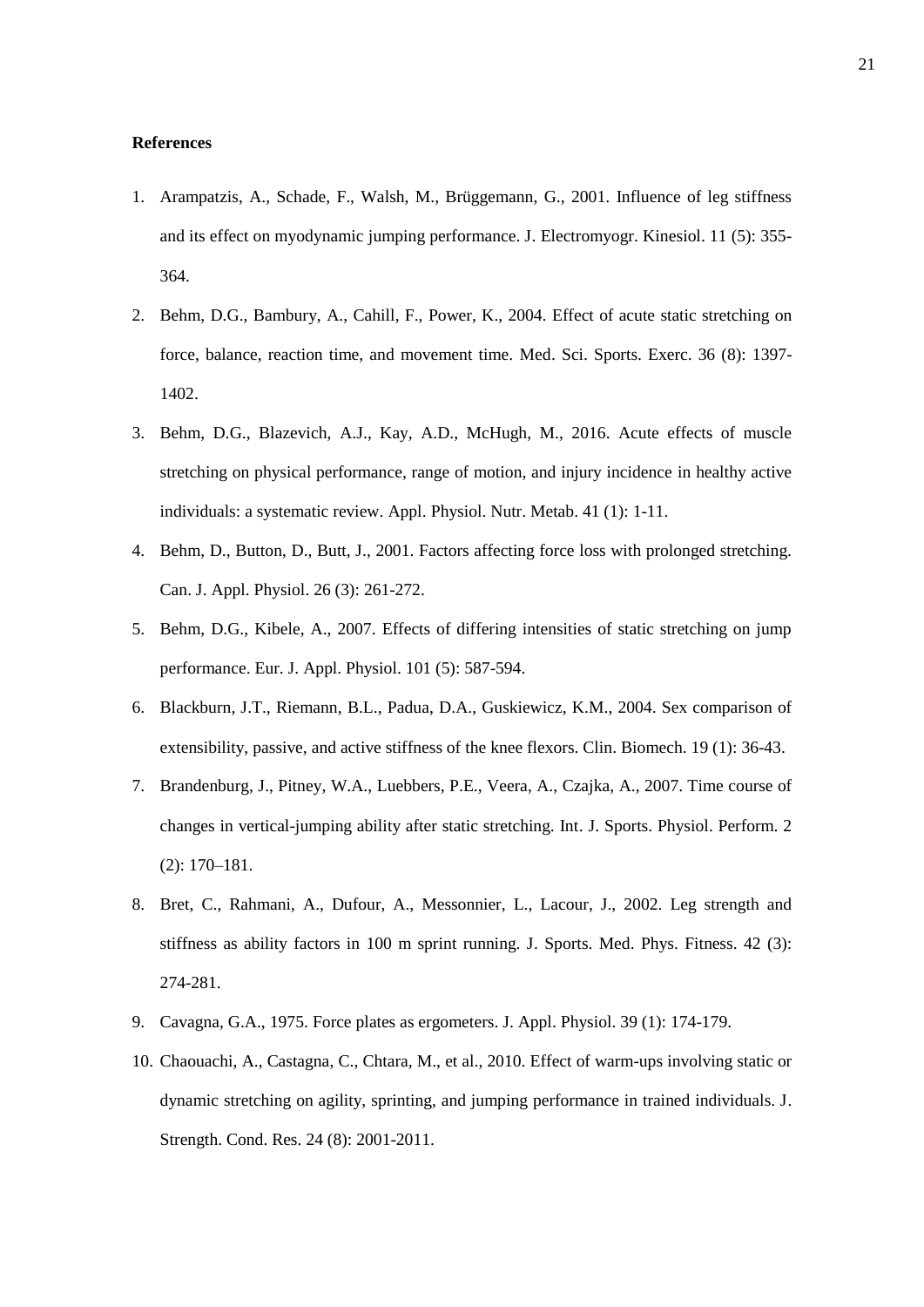**References**

1. Arampatzis, A., Schade, F., Walsh, M., Brüggemann, G., 2001. Influence of leg stiffness and its effect on myodynamic jumping performance. J. Electromyogr. Kinesiol. 11 (5): 355-364.
2. Behm, D.G., Bambury, A., Cahill, F., Power, K., 2004. Effect of acute static stretching on force, balance, reaction time, and movement time. Med. Sci. Sports. Exerc. 36 (8): 1397-1402.
3. Behm, D.G., Blazevich, A.J., Kay, A.D., McHugh, M., 2016. Acute effects of muscle stretching on physical performance, range of motion, and injury incidence in healthy active individuals: a systematic review. Appl. Physiol. Nutr. Metab. 41 (1): 1-11.
4. Behm, D., Button, D., Butt, J., 2001. Factors affecting force loss with prolonged stretching. Can. J. Appl. Physiol. 26 (3): 261-272.
5. Behm, D.G., Kibele, A., 2007. Effects of differing intensities of static stretching on jump performance. Eur. J. Appl. Physiol. 101 (5): 587-594.
6. Blackburn, J.T., Riemann, B.L., Padua, D.A., Guskiewicz, K.M., 2004. Sex comparison of extensibility, passive, and active stiffness of the knee flexors. Clin. Biomech. 19 (1): 36-43.
7. Brandenburg, J., Pitney, W.A., Luebbers, P.E., Veera, A., Czajka, A., 2007. Time course of changes in vertical-jumping ability after static stretching. Int. J. Sports. Physiol. Perform. 2 (2): 170–181.
8. Bret, C., Rahmani, A., Dufour, A., Messonnier, L., Lacour, J., 2002. Leg strength and stiffness as ability factors in 100 m sprint running. J. Sports. Med. Phys. Fitness. 42 (3): 274-281.
9. Cavagna, G.A., 1975. Force plates as ergometers. J. Appl. Physiol. 39 (1): 174-179.
10. Chaouachi, A., Castagna, C., Chtara, M., et al., 2010. Effect of warm-ups involving static or dynamic stretching on agility, sprinting, and jumping performance in trained individuals. J. Strength. Cond. Res. 24 (8): 2001-2011.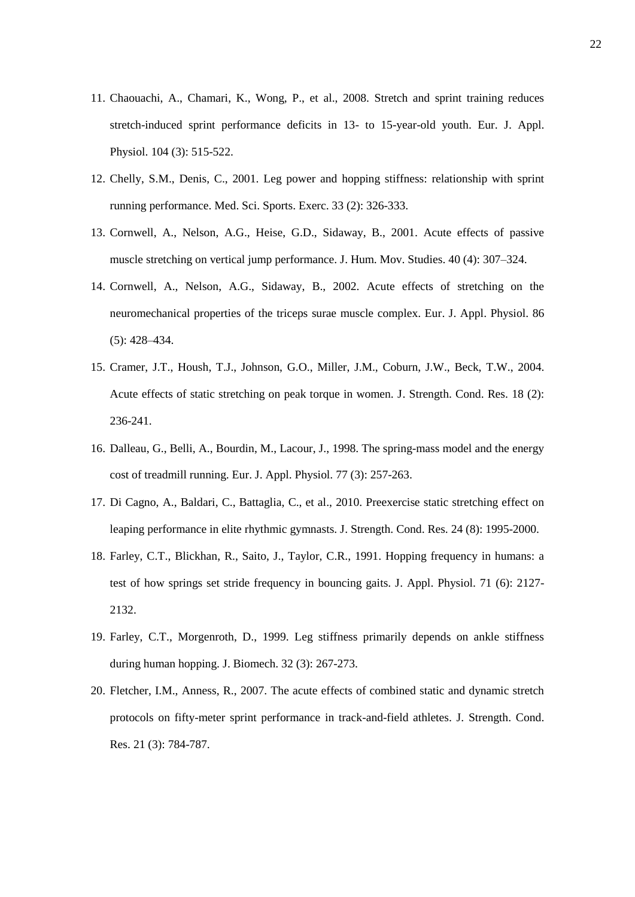11. Chaouachi, A., Chamari, K., Wong, P., et al., 2008. Stretch and sprint training reduces stretch-induced sprint performance deficits in 13- to 15-year-old youth. Eur. J. Appl. Physiol. 104 (3): 515-522.
12. Chelly, S.M., Denis, C., 2001. Leg power and hopping stiffness: relationship with sprint running performance. Med. Sci. Sports. Exerc. 33 (2): 326-333.
13. Cornwell, A., Nelson, A.G., Heise, G.D., Sidaway, B., 2001. Acute effects of passive muscle stretching on vertical jump performance. J. Hum. Mov. Studies. 40 (4): 307–324.
14. Cornwell, A., Nelson, A.G., Sidaway, B., 2002. Acute effects of stretching on the neuromechanical properties of the triceps surae muscle complex. Eur. J. Appl. Physiol. 86 (5): 428–434.
15. Cramer, J.T., Housh, T.J., Johnson, G.O., Miller, J.M., Coburn, J.W., Beck, T.W., 2004. Acute effects of static stretching on peak torque in women. J. Strength. Cond. Res. 18 (2): 236-241.
16. Dalleau, G., Belli, A., Bourdin, M., Lacour, J., 1998. The spring-mass model and the energy cost of treadmill running. Eur. J. Appl. Physiol. 77 (3): 257-263.
17. Di Cagno, A., Baldari, C., Battaglia, C., et al., 2010. Preexercise static stretching effect on leaping performance in elite rhythmic gymnasts. J. Strength. Cond. Res. 24 (8): 1995-2000.
18. Farley, C.T., Blickhan, R., Saito, J., Taylor, C.R., 1991. Hopping frequency in humans: a test of how springs set stride frequency in bouncing gaits. J. Appl. Physiol. 71 (6): 2127-2132.
19. Farley, C.T., Morgenroth, D., 1999. Leg stiffness primarily depends on ankle stiffness during human hopping. J. Biomech. 32 (3): 267-273.
20. Fletcher, I.M., Anness, R., 2007. The acute effects of combined static and dynamic stretch protocols on fifty-meter sprint performance in track-and-field athletes. J. Strength. Cond. Res. 21 (3): 784-787.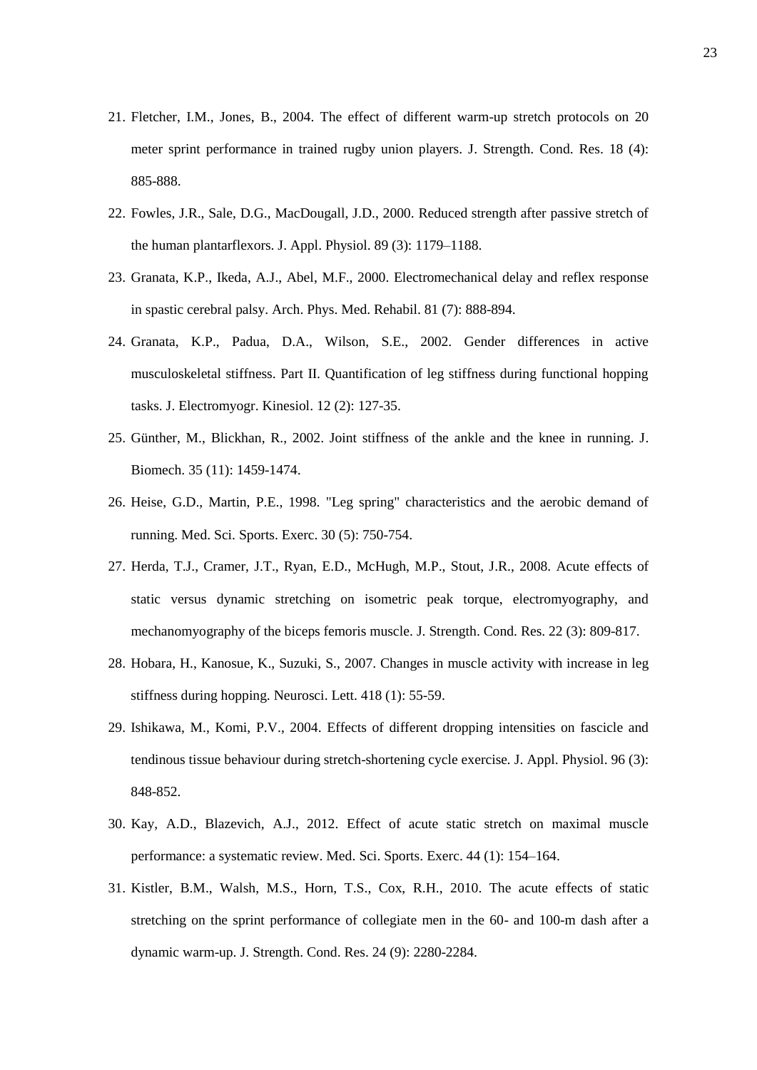21. Fletcher, I.M., Jones, B., 2004. The effect of different warm-up stretch protocols on 20 meter sprint performance in trained rugby union players. J. Strength. Cond. Res. 18 (4): 885-888.
22. Fowles, J.R., Sale, D.G., MacDougall, J.D., 2000. Reduced strength after passive stretch of the human plantarflexors. J. Appl. Physiol. 89 (3): 1179–1188.
23. Granata, K.P., Ikeda, A.J., Abel, M.F., 2000. Electromechanical delay and reflex response in spastic cerebral palsy. Arch. Phys. Med. Rehabil. 81 (7): 888-894.
24. Granata, K.P., Padua, D.A., Wilson, S.E., 2002. Gender differences in active musculoskeletal stiffness. Part II. Quantification of leg stiffness during functional hopping tasks. J. Electromyogr. Kinesiol. 12 (2): 127-35.
25. Günther, M., Blickhan, R., 2002. Joint stiffness of the ankle and the knee in running. J. Biomech. 35 (11): 1459-1474.
26. Heise, G.D., Martin, P.E., 1998. "Leg spring" characteristics and the aerobic demand of running. Med. Sci. Sports. Exerc. 30 (5): 750-754.
27. Herda, T.J., Cramer, J.T., Ryan, E.D., McHugh, M.P., Stout, J.R., 2008. Acute effects of static versus dynamic stretching on isometric peak torque, electromyography, and mechanomyography of the biceps femoris muscle. J. Strength. Cond. Res. 22 (3): 809-817.
28. Hobara, H., Kanosue, K., Suzuki, S., 2007. Changes in muscle activity with increase in leg stiffness during hopping. Neurosci. Lett. 418 (1): 55-59.
29. Ishikawa, M., Komi, P.V., 2004. Effects of different dropping intensities on fascicle and tendinous tissue behaviour during stretch-shortening cycle exercise. J. Appl. Physiol. 96 (3): 848-852.
30. Kay, A.D., Blazevich, A.J., 2012. Effect of acute static stretch on maximal muscle performance: a systematic review. Med. Sci. Sports. Exerc. 44 (1): 154–164.
31. Kistler, B.M., Walsh, M.S., Horn, T.S., Cox, R.H., 2010. The acute effects of static stretching on the sprint performance of collegiate men in the 60- and 100-m dash after a dynamic warm-up. J. Strength. Cond. Res. 24 (9): 2280-2284.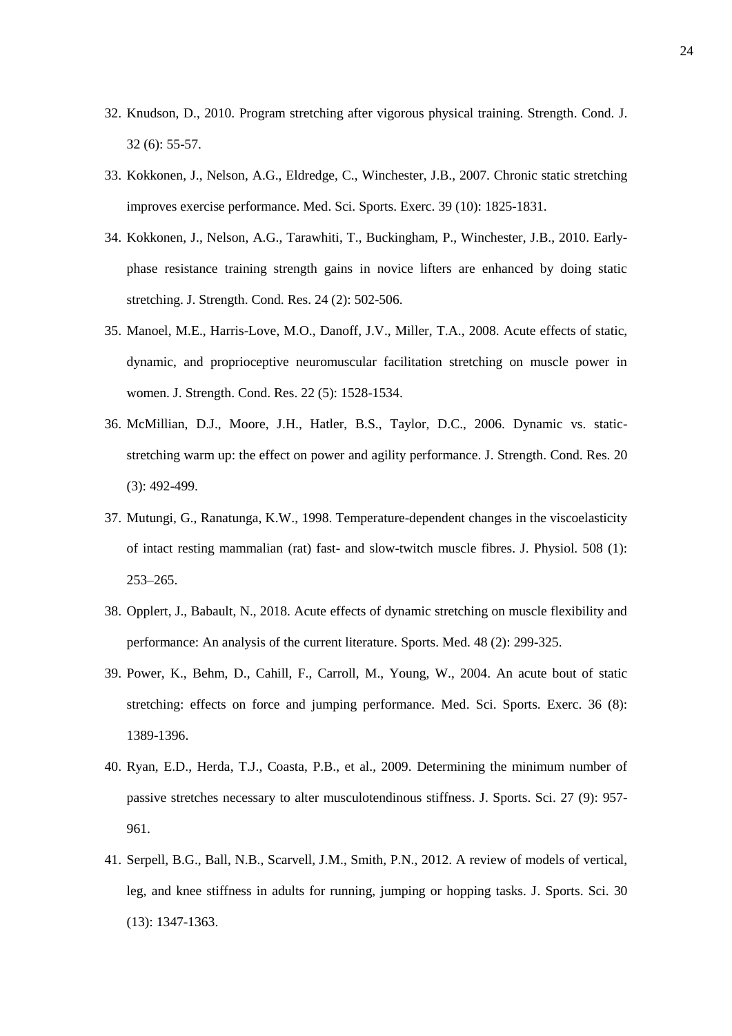32. Knudson, D., 2010. Program stretching after vigorous physical training. Strength. Cond. J. 32 (6): 55-57.
33. Kokkonen, J., Nelson, A.G., Eldredge, C., Winchester, J.B., 2007. Chronic static stretching improves exercise performance. Med. Sci. Sports. Exerc. 39 (10): 1825-1831.
34. Kokkonen, J., Nelson, A.G., Tarawhiti, T., Buckingham, P., Winchester, J.B., 2010. Early-phase resistance training strength gains in novice lifters are enhanced by doing static stretching. J. Strength. Cond. Res. 24 (2): 502-506.
35. Manoel, M.E., Harris-Love, M.O., Danoff, J.V., Miller, T.A., 2008. Acute effects of static, dynamic, and proprioceptive neuromuscular facilitation stretching on muscle power in women. J. Strength. Cond. Res. 22 (5): 1528-1534.
36. McMillian, D.J., Moore, J.H., Hatler, B.S., Taylor, D.C., 2006. Dynamic vs. static-stretching warm up: the effect on power and agility performance. J. Strength. Cond. Res. 20 (3): 492-499.
37. Mutungi, G., Ranatunga, K.W., 1998. Temperature-dependent changes in the viscoelasticity of intact resting mammalian (rat) fast- and slow-twitch muscle fibres. J. Physiol. 508 (1): 253–265.
38. Opplert, J., Babault, N., 2018. Acute effects of dynamic stretching on muscle flexibility and performance: An analysis of the current literature. Sports. Med. 48 (2): 299-325.
39. Power, K., Behm, D., Cahill, F., Carroll, M., Young, W., 2004. An acute bout of static stretching: effects on force and jumping performance. Med. Sci. Sports. Exerc. 36 (8): 1389-1396.
40. Ryan, E.D., Herda, T.J., Coasta, P.B., et al., 2009. Determining the minimum number of passive stretches necessary to alter musculotendinous stiffness. J. Sports. Sci. 27 (9): 957-961.
41. Serpell, B.G., Ball, N.B., Scarvell, J.M., Smith, P.N., 2012. A review of models of vertical, leg, and knee stiffness in adults for running, jumping or hopping tasks. J. Sports. Sci. 30 (13): 1347-1363.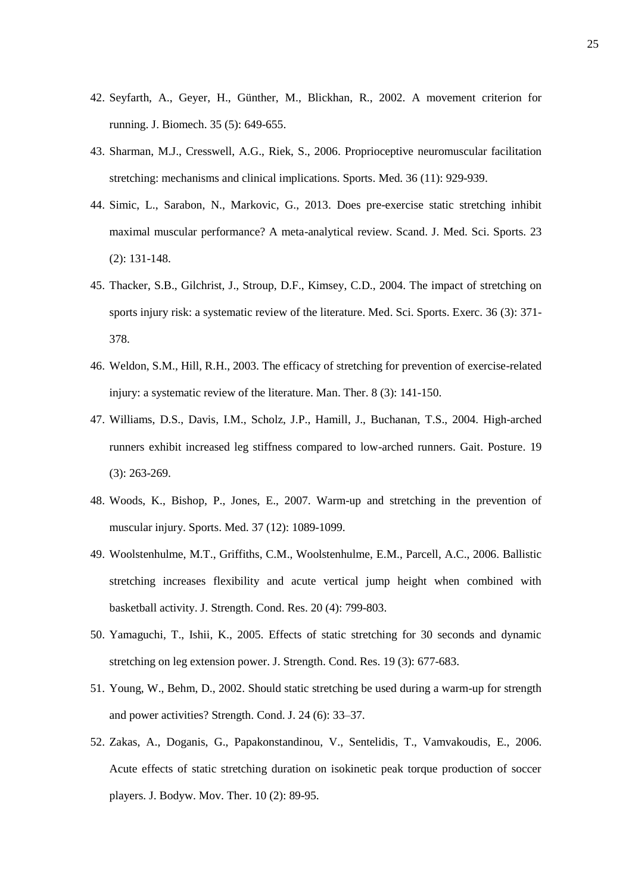42. Seyfarth, A., Geyer, H., Günther, M., Blickhan, R., 2002. A movement criterion for running. J. Biomech. 35 (5): 649-655.
43. Sharman, M.J., Cresswell, A.G., Riek, S., 2006. Proprioceptive neuromuscular facilitation stretching: mechanisms and clinical implications. Sports. Med. 36 (11): 929-939.
44. Simic, L., Sarabon, N., Markovic, G., 2013. Does pre-exercise static stretching inhibit maximal muscular performance? A meta-analytical review. Scand. J. Med. Sci. Sports. 23 (2): 131-148.
45. Thacker, S.B., Gilchrist, J., Stroup, D.F., Kimsey, C.D., 2004. The impact of stretching on sports injury risk: a systematic review of the literature. Med. Sci. Sports. Exerc. 36 (3): 371-378.
46. Weldon, S.M., Hill, R.H., 2003. The efficacy of stretching for prevention of exercise-related injury: a systematic review of the literature. Man. Ther. 8 (3): 141-150.
47. Williams, D.S., Davis, I.M., Scholz, J.P., Hamill, J., Buchanan, T.S., 2004. High-arched runners exhibit increased leg stiffness compared to low-arched runners. Gait. Posture. 19 (3): 263-269.
48. Woods, K., Bishop, P., Jones, E., 2007. Warm-up and stretching in the prevention of muscular injury. Sports. Med. 37 (12): 1089-1099.
49. Woolstenhulme, M.T., Griffiths, C.M., Woolstenhulme, E.M., Parcell, A.C., 2006. Ballistic stretching increases flexibility and acute vertical jump height when combined with basketball activity. J. Strength. Cond. Res. 20 (4): 799-803.
50. Yamaguchi, T., Ishii, K., 2005. Effects of static stretching for 30 seconds and dynamic stretching on leg extension power. J. Strength. Cond. Res. 19 (3): 677-683.
51. Young, W., Behm, D., 2002. Should static stretching be used during a warm-up for strength and power activities? Strength. Cond. J. 24 (6): 33–37.
52. Zakas, A., Doganis, G., Papakonstandinou, V., Sentelidis, T., Vamvakoudis, E., 2006. Acute effects of static stretching duration on isokinetic peak torque production of soccer players. J. Bodyw. Mov. Ther. 10 (2): 89-95.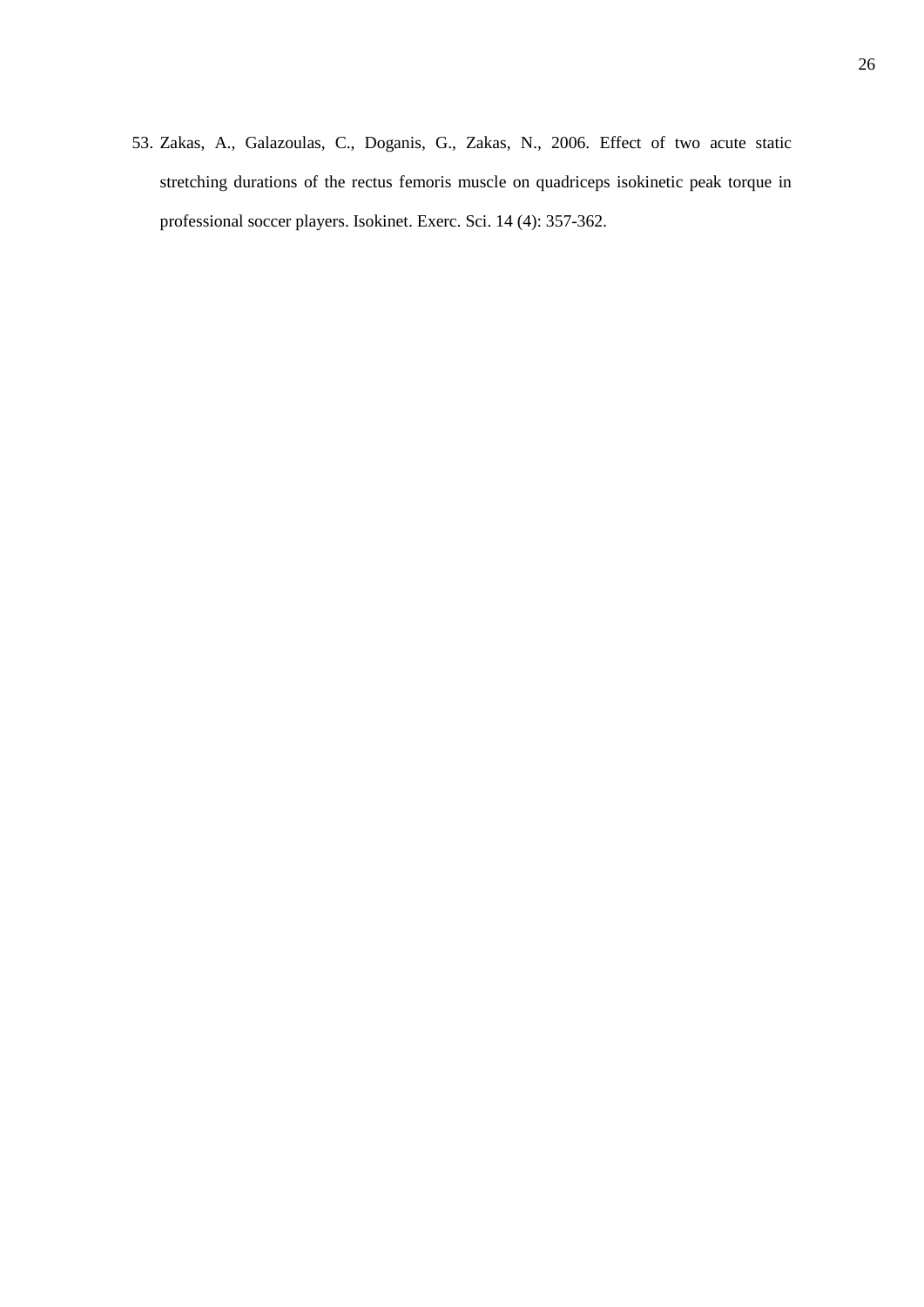53. Zakas, A., Galazoulas, C., Doganis, G., Zakas, N., 2006. Effect of two acute static stretching durations of the rectus femoris muscle on quadriceps isokinetic peak torque in professional soccer players. Isokinet. Exerc. Sci. 14 (4): 357-362.